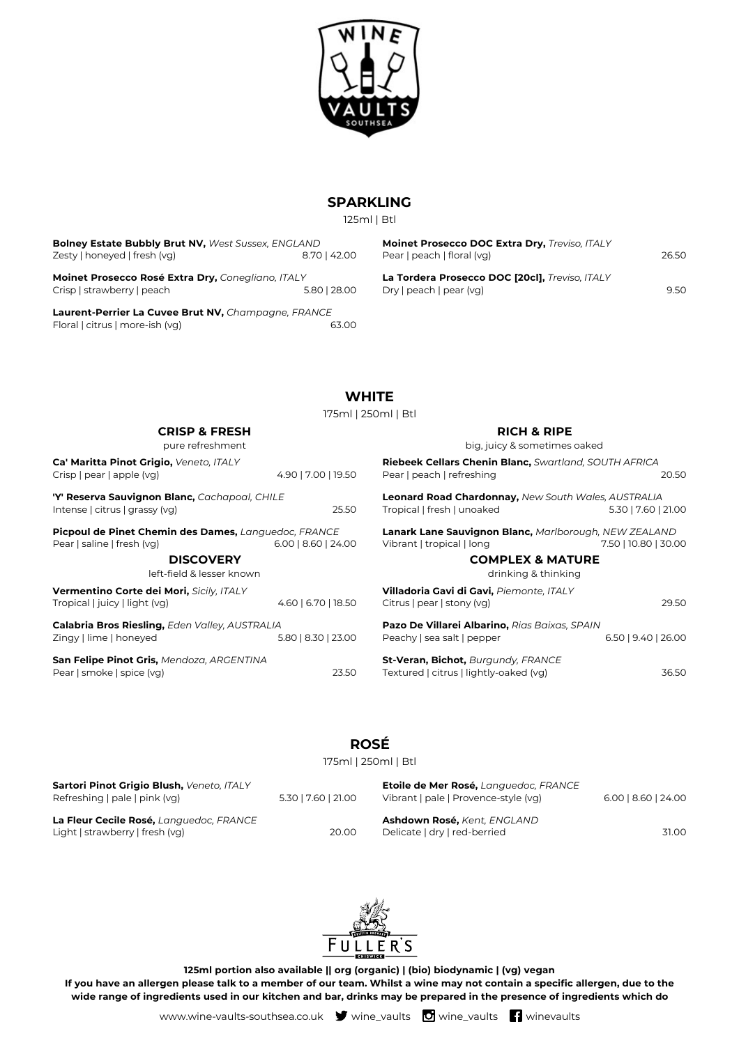## SPARKLING

125ml | Btl

**Bolney Estate Bubbly Brut NV,** *West Sussex, ENGLAND*
Zesty | honeyed | fresh (vg) — 8.70 | 42.00

**Moinet Prosecco Rosé Extra Dry,** *Conegliano, ITALY*
Crisp | strawberry | peach — 5.80 | 28.00

**Laurent-Perrier La Cuvee Brut NV,** *Champagne, FRANCE*
Floral | citrus | more-ish (vg) — 63.00

**Moinet Prosecco DOC Extra Dry,** *Treviso, ITALY*
Pear | peach | floral (vg) — 26.50

**La Tordera Prosecco DOC [20cl],** *Treviso, ITALY*
Dry | peach | pear (vg) — 9.50

## WHITE

175ml | 250ml | Btl

### CRISP & FRESH

pure refreshment

**Ca' Maritta Pinot Grigio,** *Veneto, ITALY*
Crisp | pear | apple (vg) — 4.90 | 7.00 | 19.50

**'Y' Reserva Sauvignon Blanc,** *Cachapoal, CHILE*
Intense | citrus | grassy (vg) — 25.50

**Picpoul de Pinet Chemin des Dames,** *Languedoc, FRANCE*
Pear | saline | fresh (vg) — 6.00 | 8.60 | 24.00

### DISCOVERY

left-field & lesser known

**Vermentino Corte dei Mori,** *Sicily, ITALY*
Tropical | juicy | light (vg) — 4.60 | 6.70 | 18.50

**Calabria Bros Riesling,** *Eden Valley, AUSTRALIA*
Zingy | lime | honeyed — 5.80 | 8.30 | 23.00

**San Felipe Pinot Gris,** *Mendoza, ARGENTINA*
Pear | smoke | spice (vg) — 23.50

### RICH & RIPE

big, juicy & sometimes oaked

**Riebeek Cellars Chenin Blanc,** *Swartland, SOUTH AFRICA*
Pear | peach | refreshing — 20.50

**Leonard Road Chardonnay,** *New South Wales, AUSTRALIA*
Tropical | fresh | unoaked — 5.30 | 7.60 | 21.00

**Lanark Lane Sauvignon Blanc,** *Marlborough, NEW ZEALAND*
Vibrant | tropical | long — 7.50 | 10.80 | 30.00

### COMPLEX & MATURE

drinking & thinking

**Villadoria Gavi di Gavi,** *Piemonte, ITALY*
Citrus | pear | stony (vg) — 29.50

**Pazo De Villarei Albarino,** *Rias Baixas, SPAIN*
Peachy | sea salt | pepper — 6.50 | 9.40 | 26.00

**St-Veran, Bichot,** *Burgundy, FRANCE*
Textured | citrus | lightly-oaked (vg) — 36.50

## ROSÉ

175ml | 250ml | Btl

**Sartori Pinot Grigio Blush,** *Veneto, ITALY*
Refreshing | pale | pink (vg) — 5.30 | 7.60 | 21.00

**La Fleur Cecile Rosé,** *Languedoc, FRANCE*
Light | strawberry | fresh (vg) — 20.00

**Etoile de Mer Rosé,** *Languedoc, FRANCE*
Vibrant | pale | Provence-style (vg) — 6.00 | 8.60 | 24.00

**Ashdown Rosé,** *Kent, ENGLAND*
Delicate | dry | red-berried — 31.00

**125ml portion also available || org (organic) | (bio) biodynamic | (vg) vegan**

**If you have an allergen please talk to a member of our team. Whilst a wine may not contain a specific allergen, due to the wide range of ingredients used in our kitchen and bar, drinks may be prepared in the presence of ingredients which do**

www.wine-vaults-southsea.co.uk | wine_vaults | wine_vaults | winevaults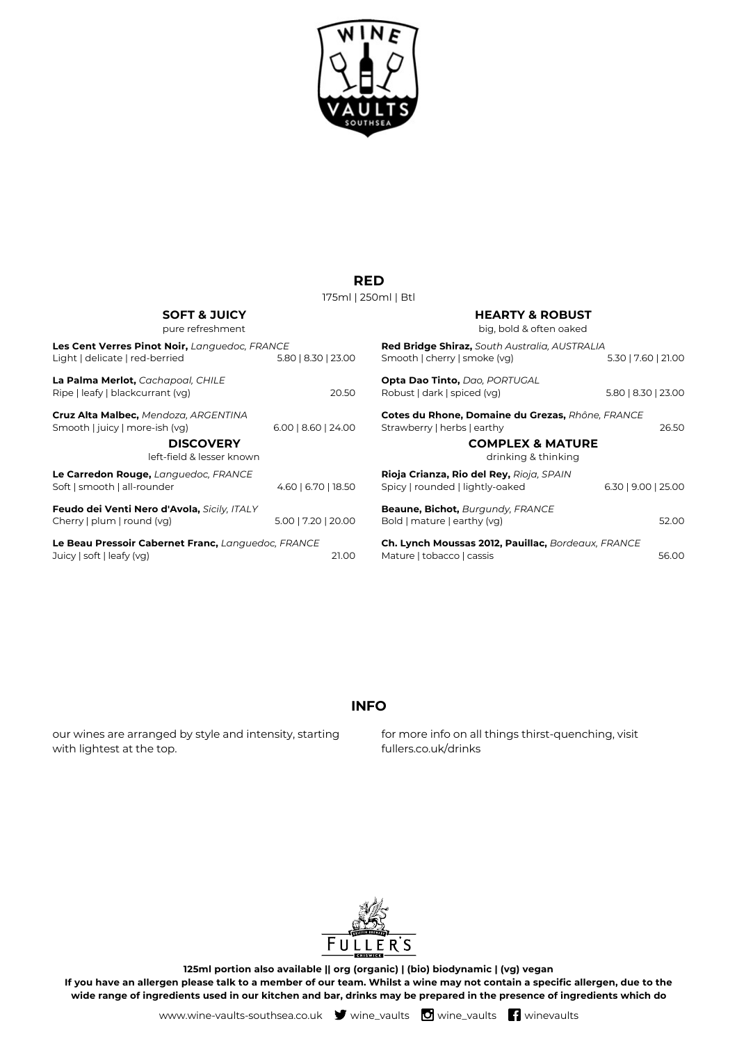## RED

175ml | 250ml | Btl

### SOFT & JUICY

pure refreshment

**Les Cent Verres Pinot Noir,** *Languedoc, FRANCE*
Light | delicate | red-berried — 5.80 | 8.30 | 23.00

**La Palma Merlot,** *Cachapoal, CHILE*
Ripe | leafy | blackcurrant (vg) — 20.50

**Cruz Alta Malbec,** *Mendoza, ARGENTINA*
Smooth | juicy | more-ish (vg) — 6.00 | 8.60 | 24.00

### DISCOVERY

left-field & lesser known

**Le Carredon Rouge,** *Languedoc, FRANCE*
Soft | smooth | all-rounder — 4.60 | 6.70 | 18.50

**Feudo dei Venti Nero d'Avola,** *Sicily, ITALY*
Cherry | plum | round (vg) — 5.00 | 7.20 | 20.00

**Le Beau Pressoir Cabernet Franc,** *Languedoc, FRANCE*
Juicy | soft | leafy (vg) — 21.00

### HEARTY & ROBUST

big, bold & often oaked

**Red Bridge Shiraz,** *South Australia, AUSTRALIA*
Smooth | cherry | smoke (vg) — 5.30 | 7.60 | 21.00

**Opta Dao Tinto,** *Dao, PORTUGAL*
Robust | dark | spiced (vg) — 5.80 | 8.30 | 23.00

**Cotes du Rhone, Domaine du Grezas,** *Rhône, FRANCE*
Strawberry | herbs | earthy — 26.50

### COMPLEX & MATURE

drinking & thinking

**Rioja Crianza, Rio del Rey,** *Rioja, SPAIN*
Spicy | rounded | lightly-oaked — 6.30 | 9.00 | 25.00

**Beaune, Bichot,** *Burgundy, FRANCE*
Bold | mature | earthy (vg) — 52.00

**Ch. Lynch Moussas 2012, Pauillac,** *Bordeaux, FRANCE*
Mature | tobacco | cassis — 56.00

## INFO

our wines are arranged by style and intensity, starting with lightest at the top.

for more info on all things thirst-quenching, visit fullers.co.uk/drinks

**125ml portion also available || org (organic) | (bio) biodynamic | (vg) vegan**

**If you have an allergen please talk to a member of our team. Whilst a wine may not contain a specific allergen, due to the wide range of ingredients used in our kitchen and bar, drinks may be prepared in the presence of ingredients which do**

www.wine-vaults-southsea.co.uk wine_vaults wine_vaults winevaults